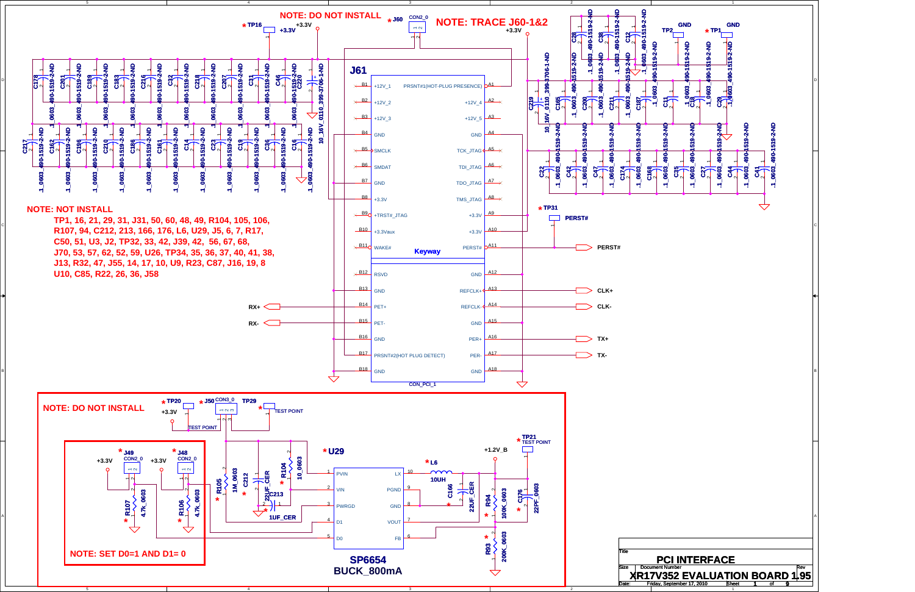NOTE: DO NOT INSTALL

NOTE: TRACE J60-1&2

J61

| Pin | Signal | Signal | Pin |
|---|---|---|---|
| B1 | +12V_1 | PRSNT#1(HOT-PLUG PRESENCE) | A1 |
| B2 | +12V_2 | +12V_4 | A2 |
| B3 | +12V_3 | +12V_5 | A3 |
| B4 | GND | GND | A4 |
| B5 | SMCLK | TCK_JTAG | A5 |
| B6 | SMDAT | TDI_JTAG | A6 |
| B7 | GND | TDO_JTAG | A7 |
| B8 | +3.3V | TMS_JTAG | A8 |
| B9 | +TRST#_JTAG | +3.3V | A9 |
| B10 | +3.3Vaux | +3.3V | A10 |
| B11 | WAKE# | PERST# | A11 |
| B12 | RSVD | GND | A12 |
| B13 | GND | REFCLK+ | A13 |
| B14 | PET+ | REFCLK- | A14 |
| B15 | PET- | GND | A15 |
| B16 | GND | PER+ | A16 |
| B17 | PRSNT#2(HOT PLUG DETECT) | PER- | A17 |
| B18 | GND | GND | A18 |

Keyway

CON_PCI_1

Signals: RX+, RX-, PERST#, CLK+, CLK-, TX+, TX-

**NOTE: NOT INSTALL**

TP1, 16, 21, 29, 31, J31, 50, 60, 48, 49, R104, 105, 106, R107, 94, C212, 213, 166, 176, L6, U29, J5, 6, 7, R17, C50, 51, U3, J2, TP32, 33, 42, J39, 42, 56, 67, 68, J70, 53, 57, 62, 52, 59, U26, TP34, 35, 36, 37, 40, 41, 38, J13, R32, 47, J55, 14, 17, 10, U9, R23, C87, J16, 19, 8 U10, C85, R22, 26, 36, J58

Capacitors (.1_0603, 490-1519-2-ND): C178, C201, C189, C183, C216, C32, C218, C207, C31, C46, C217, C162, C196, C210, C186, C181, C14, C23, C19, C36, C16, C165, C200, C211, C187, C11, C18, C29, C28, C38, C12, C22, C42, C47, C174, C168, C35, C27, C44, C41

C220, C219: 10_16V_0110_399-3706-1-ND

TP16, TP2, TP1 (GND), TP31 (PERST#), J60 CON2_0

**NOTE: DO NOT INSTALL**

TP20, J50 CON3_0, TP29 TEST POINT, TP21 TEST POINT

J49 CON2_0, J48 CON2_0, R107 4.7K_0603, R106 4.7K_0603

**NOTE: SET D0=1 AND D1= 0**

U29 SP6654 BUCK_800mA: PVIN (1), VIN (2), PWRGD (3), D1 (4), D0 (5), LX (10), PGND (9), GND (8), VOUT (7), FB (6)

R105 1M_0603, C212 22UF_CER, C213 1UF_CER, R104 10_0603, L6 10UH, C166 22UF_CER, R94 100K_0603, C176 22PF_0603, R93 200K_0603, +1.2V_B

| Title | PCI INTERFACE | |
|---|---|---|
| Size | Document Number: XR17V352 EVALUATION BOARD | Rev 1.95 |
| Date: | Friday, September 17, 2010 | Sheet 1 of 9 |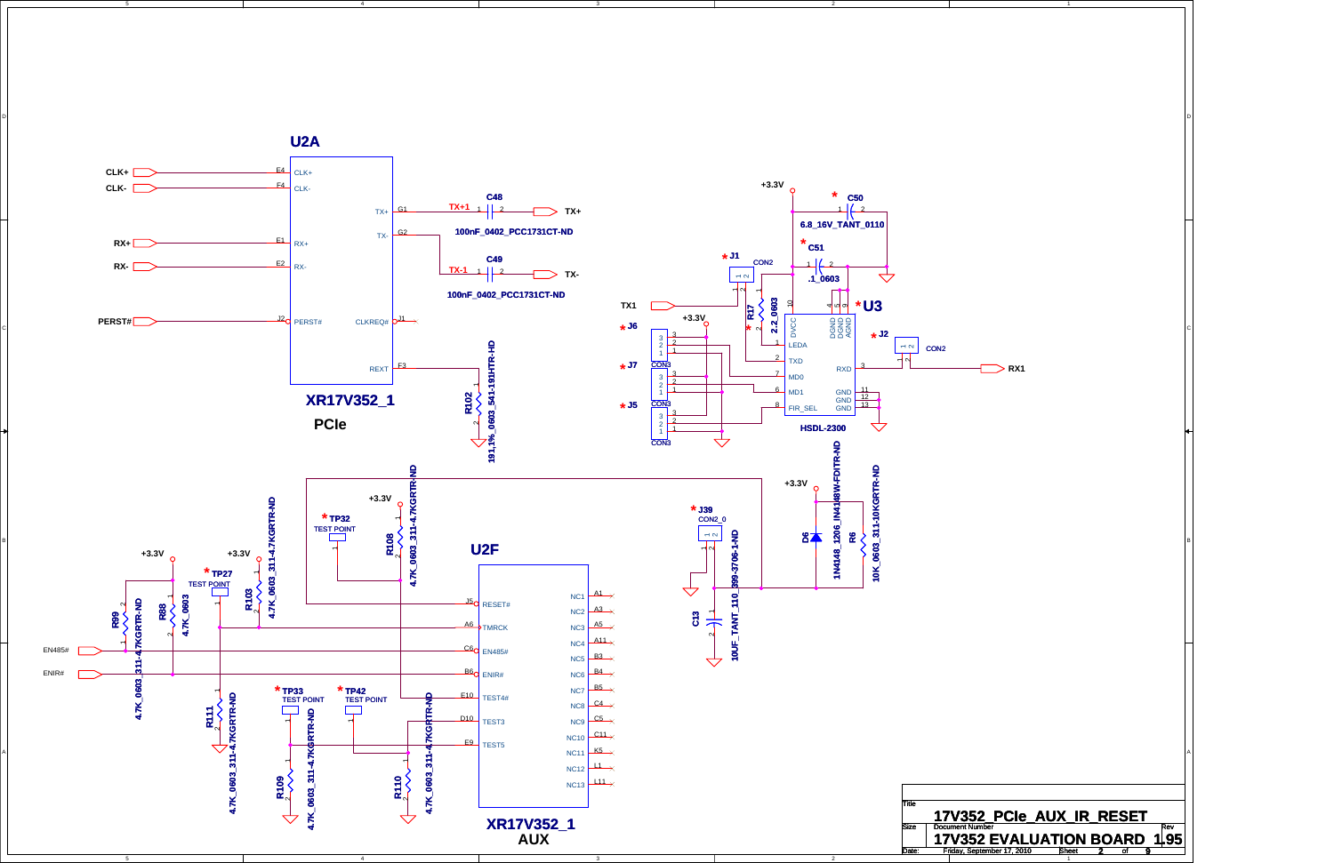## U2A

| Signal | Pin | Pin Name |
|---|---|---|
| CLK+ | E4 | CLK+ |
| CLK- | F4 | CLK- |
| RX+ | E1 | RX+ |
| RX- | E2 | RX- |
| PERST# | J2 | PERST# |
| TX+1 (via C48 to TX+) | G1 | TX+ |
| TX-1 (via C49 to TX-) | G2 | TX- |
| NC | J1 | CLKREQ# |
| R102 | F3 | REXT |

C48: 100nF_0402_PCC1731CT-ND

C49: 100nF_0402_PCC1731CT-ND

R102: 191,1%_0603_541-191HTR-HD

**XR17V352_1**

**PCIe**

## U3 (HSDL-2300)

+3.3V

* C50: 6.8_16V_TANT_0110
* C51: .1_0603
* R17: 2.2_0603
* J1: CON2
* J2: CON2
* J5, J6, J7: CON3

| Pin | Name |
|---|---|
| 10 | DVCC |
| 1 | LEDA |
| 2 | TXD |
| 7 | MD0 |
| 6 | MD1 |
| 8 | FIR_SEL |
| 4 | DGND |
| 5 | DGND |
| 9 | AGND |
| 3 | RXD |
| 11 | GND |
| 12 | GND |
| 13 | GND |

TX1 → TXD; RXD → RX1

**HSDL-2300**

## Reset Circuit

+3.3V

* J39: CON2_0
* C13: 10UF_TANT_110_399-3706-1-ND
* D6: 1N4148_1206_1N4148W-FDITR-ND
* R6: 10K_0603_311-10KGRTR-ND

## U2F

| Signal | Pin | Pin Name |
|---|---|---|
| RESET | J5 | RESET# |
| TMRCK | A6 | TMRCK |
| EN485# | C6 | EN485# |
| ENIR# | B6 | ENIR# |
| TEST4# | E10 | TEST4# |
| TEST3 | D10 | TEST3 |
| TEST5 | E9 | TEST5 |
| | A1 | NC1 |
| | A3 | NC2 |
| | A5 | NC3 |
| | A11 | NC4 |
| | B3 | NC5 |
| | B4 | NC6 |
| | B5 | NC7 |
| | C4 | NC8 |
| | C5 | NC9 |
| | C11 | NC10 |
| | K5 | NC11 |
| | L1 | NC12 |
| | L11 | NC13 |

* R99: 4.7K_0603_311-4.7KGRTR-ND
* R88: 4.7K_0603
* R103: 4.7K_0603_311-4.7KGRTR-ND
* R108: 4.7K_0603_311-4.7KGRTR-ND
* R111: 4.7K_0603_311-4.7KGRTR-ND
* R109: 4.7K_0603_311-4.7KGRTR-ND
* R110: 4.7K_0603_311-4.7KGRTR-ND
* TP27, TP32, TP33, TP42: TEST POINT

**XR17V352_1**

**AUX**

| Title | 17V352_PCIe_AUX_IR_RESET | |
|---|---|---|
| Size | Document Number: 17V352 EVALUATION BOARD | Rev 1.95 |
| Date: Friday, September 17, 2010 | Sheet 2 of 9 | |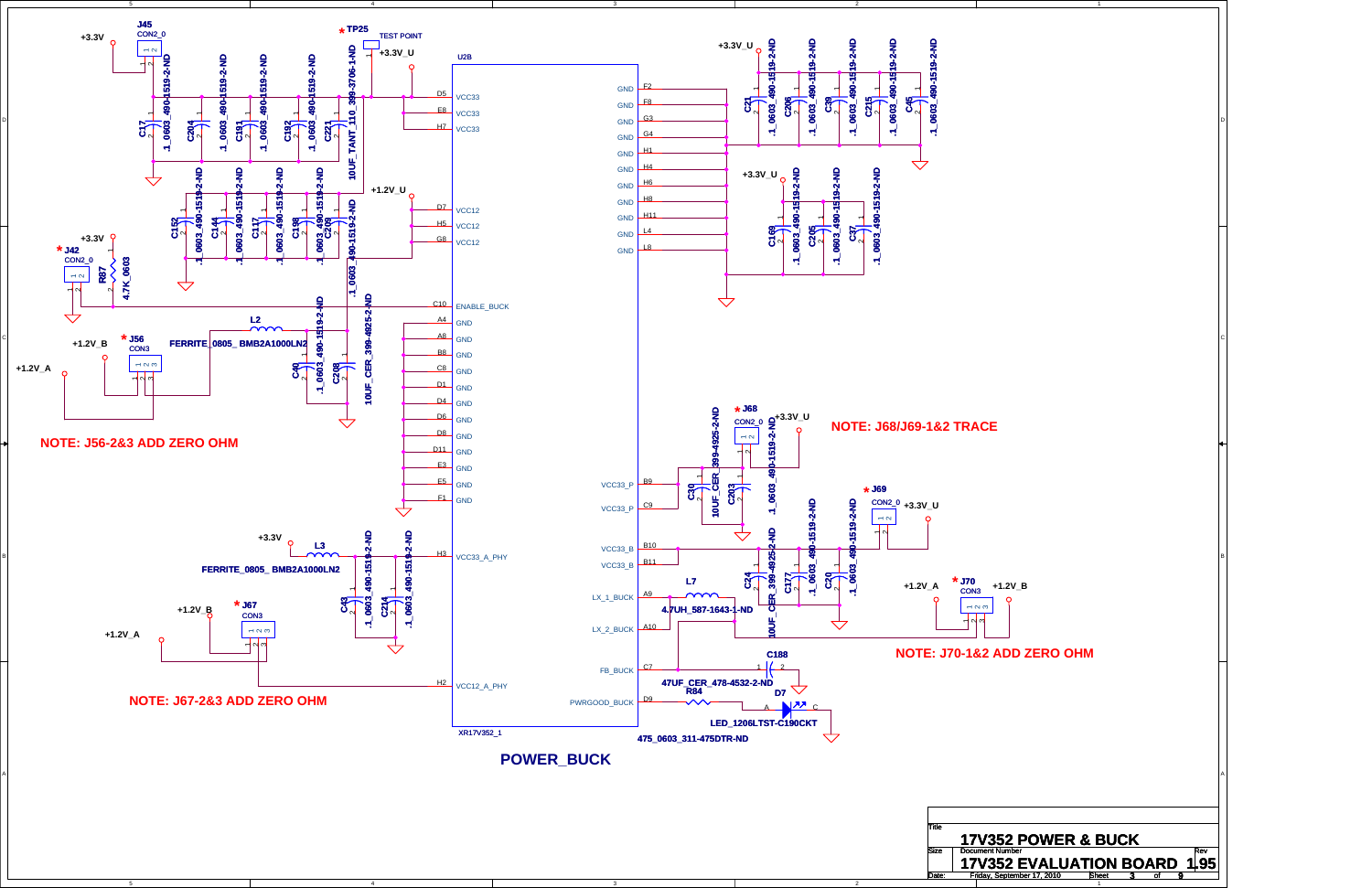# POWER_BUCK

**NOTE: J56-2&3 ADD ZERO OHM**

**NOTE: J67-2&3 ADD ZERO OHM**

**NOTE: J68/J69-1&2 TRACE**

**NOTE: J70-1&2 ADD ZERO OHM**

U2B — XR17V352_1

| Pin | Name |
|---|---|
| D5 | VCC33 |
| E8 | VCC33 |
| H7 | VCC33 |
| D7 | VCC12 |
| H5 | VCC12 |
| G8 | VCC12 |
| C10 | ENABLE_BUCK |
| A4 | GND |
| A8 | GND |
| B8 | GND |
| C8 | GND |
| D1 | GND |
| D4 | GND |
| D6 | GND |
| D8 | GND |
| D11 | GND |
| E3 | GND |
| E5 | GND |
| F1 | GND |
| H3 | VCC33_A_PHY |
| H2 | VCC12_A_PHY |
| F2 | GND |
| F8 | GND |
| G3 | GND |
| G4 | GND |
| H1 | GND |
| H4 | GND |
| H6 | GND |
| H8 | GND |
| H11 | GND |
| L4 | GND |
| L8 | GND |
| B9 | VCC33_P |
| C9 | VCC33_P |
| B10 | VCC33_B |
| B11 | VCC33_B |
| A9 | LX_1_BUCK |
| A10 | LX_2_BUCK |
| C7 | FB_BUCK |
| D9 | PWRGOOD_BUCK |

Components:

- J45 CON2_0 (+3.3V to +3.3V_U)
- TP25 TEST POINT (+3.3V_U)
- C17, C204, C191, C192, C221: .1_0603_490-1519-2-ND
- C211: 10UF_TANT_110_399-3706-1-ND
- C152, C144, C117, C198, C209: .1_0603_490-1519-2-ND (+1.2V_U)
- J42 CON2_0, R87 4.7K_0603 (+3.3V)
- J56 CON3 (+1.2V_B, +1.2V_A)
- L2 FERRITE_0805_ BMB2A1000LN2
- C40: .1_0603_490-1519-2-ND; C208: 10UF_CER_399-4925-2-ND
- L3 FERRITE_0805_ BMB2A1000LN2 (+3.3V)
- C43, C214: .1_0603_490-1519-2-ND
- J67 CON3 (+1.2V_B, +1.2V_A)
- C21, C206, C39, C215, C45: .1_0603_490-1519-2-ND (+3.3V_U)
- C169, C205, C37: .1_0603_490-1519-2-ND (+3.3V_U)
- J68 CON2_0 (+3.3V_U)
- C30: 10UF_CER_399-4925-2-ND; C203: .1_0603_490-1519-2-ND
- J69 CON2_0 (+3.3V_U)
- C24: 10UF_CER_399-4925-2-ND; C177, C20: .1_0603_490-1519-2-ND
- J70 CON3 (+1.2V_A, +1.2V_B)
- L7 4.7UH_587-1643-1-ND
- C188 47UF_CER_478-4532-2-ND
- R84 475_0603_311-475DTR-ND
- D7 LED_1206LTST-C190CKT

| Title | 17V352 POWER & BUCK |
|---|---|
| Size / Document Number | 17V352 EVALUATION BOARD |
| Rev | 1.95 |
| Date | Friday, September 17, 2010 |
| Sheet | 3 of 9 |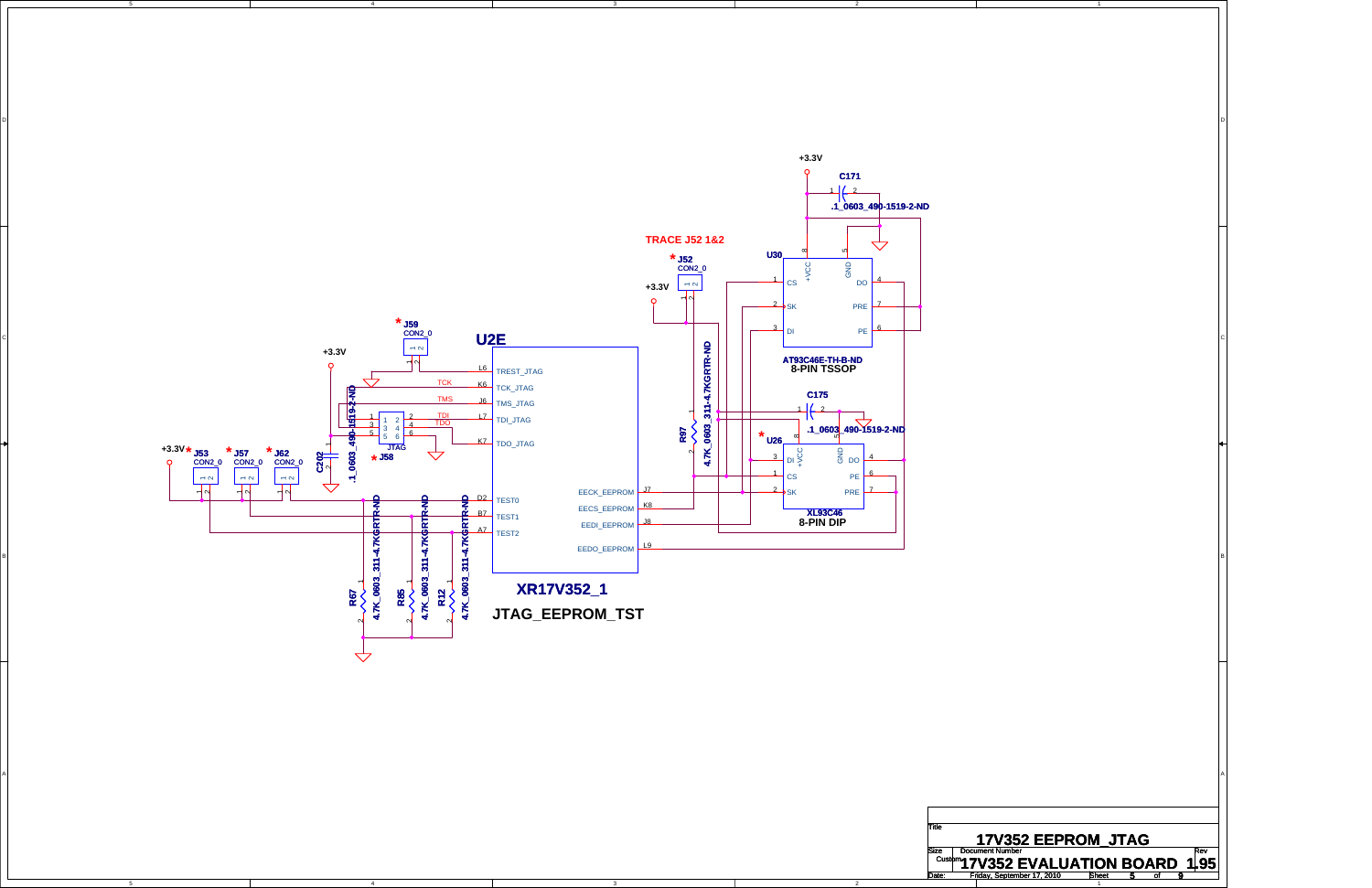TRACE J52 1&2

+3.3V

C171

.1_0603_490-1519-2-ND

U30

AT93C46E-TH-B-ND
8-PIN TSSOP

* J52
CON2_0

R97
4.7K_0603_311-4.7KGRTR-ND

C175
.1_0603_490-1519-2-ND

* U26

XL93C46
8-PIN DIP

* J59
CON2_0

U2E

| Pin | Signal |
|---|---|
| L6 | TREST_JTAG |
| K6 | TCK_JTAG |
| J6 | TMS_JTAG |
| L7 | TDI_JTAG |
| K7 | TDO_JTAG |
| D2 | TEST0 |
| B7 | TEST1 |
| A7 | TEST2 |
| J7 | EECK_EEPROM |
| K8 | EECS_EEPROM |
| J8 | EEDI_EEPROM |
| L9 | EEDO_EEPROM |

XR17V352_1

JTAG_EEPROM_TST

TCK, TMS, TDI, TDO

JTAG

* J58

C202
.1_0603_490-1519-2-ND

+3.3V * J53 CON2_0 * J57 CON2_0 * J62 CON2_0

R67 4.7K_0603_311-4.7KGRTR-ND

R85 4.7K_0603_311-4.7KGRTR-ND

R12 4.7K_0603_311-4.7KGRTR-ND

| | |
|---|---|
| Title | 17V352 EEPROM_JTAG |
| Size | Custom |
| Document Number | 17V352 EVALUATION BOARD |
| Rev | 1.95 |
| Date: | Friday, September 17, 2010 |
| Sheet | 5 of 9 |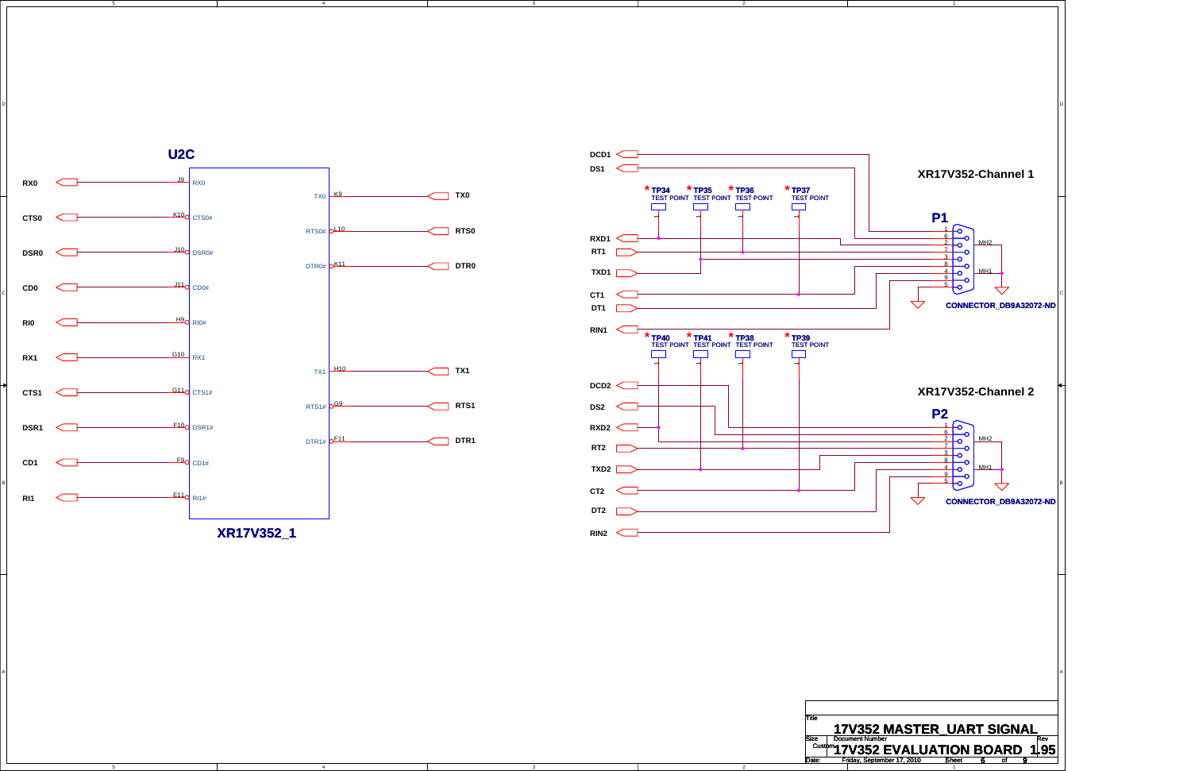## U2C

| Signal | Pin | Pin Name | | Pin Name | Pin | Signal |
|---|---|---|---|---|---|---|
| RX0 | J9 | RX0 | | TX0 | K9 | TX0 |
| CTS0 | K10 | CTS0# | | RTS0# | L10 | RTS0 |
| DSR0 | J10 | DSR0# | | DTR0# | K11 | DTR0 |
| CD0 | J11 | CD0# | | | | |
| RI0 | H9 | RI0# | | | | |
| RX1 | G10 | RX1 | | TX1 | H10 | TX1 |
| CTS1 | G11 | CTS1# | | RTS1# | G9 | RTS1 |
| DSR1 | F10 | DSR1# | | DTR1# | F11 | DTR1 |
| CD1 | F9 | CD1# | | | | |
| RI1 | E11 | RI1# | | | | |

**XR17V352_1**

## XR17V352-Channel 1

**P1** — CONNECTOR_DB9A32072-ND

Signals: DCD1, DS1, RXD1, RT1, TXD1, CT1, DT1, RIN1

Pins: 1, 6, 2, 7, 3, 8, 4, 9, 5, MH2, MH1

\* TP34 TEST POINT
\* TP35 TEST POINT
\* TP36 TEST POINT
\* TP37 TEST POINT

## XR17V352-Channel 2

**P2** — CONNECTOR_DB9A32072-ND

Signals: DCD2, DS2, RXD2, RT2, TXD2, CT2, DT2, RIN2

Pins: 1, 6, 2, 7, 3, 8, 4, 9, 5, MH2, MH1

\* TP40 TEST POINT
\* TP41 TEST POINT
\* TP38 TEST POINT
\* TP39 TEST POINT

| Title | 17V352 MASTER_UART SIGNAL | |
|---|---|---|
| Size: Custom | Document Number: 17V352 EVALUATION BOARD | Rev: 1.95 |
| Date: Friday, September 17, 2010 | Sheet 6 of 9 | |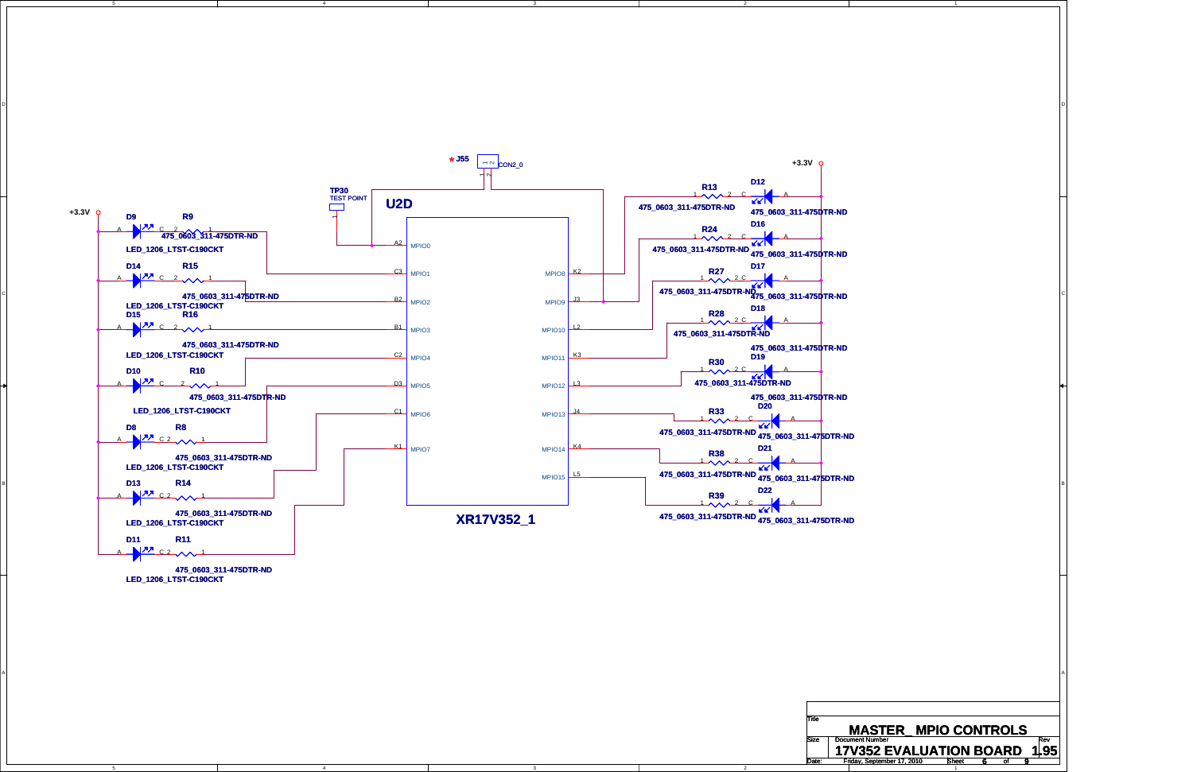+3.3V

D9 R9 475_0603_311-475DTR-ND LED_1206_LTST-C190CKT

D14 R15 475_0603_311-475DTR-ND LED_1206_LTST-C190CKT

D15 R16 475_0603_311-475DTR-ND LED_1206_LTST-C190CKT

D10 R10 475_0603_311-475DTR-ND LED_1206_LTST-C190CKT

D8 R8 475_0603_311-475DTR-ND LED_1206_LTST-C190CKT

D13 R14 475_0603_311-475DTR-ND LED_1206_LTST-C190CKT

D11 R11 475_0603_311-475DTR-ND LED_1206_LTST-C190CKT

TP30 TEST POINT

J55 CON2_0

U2D

| Pin | Signal | Signal | Pin |
|---|---|---|---|
| A2 | MPIO0 | | |
| C3 | MPIO1 | MPIO8 | K2 |
| B2 | MPIO2 | MPIO9 | J3 |
| B1 | MPIO3 | MPIO10 | L2 |
| C2 | MPIO4 | MPIO11 | K3 |
| D3 | MPIO5 | MPIO12 | L3 |
| C1 | MPIO6 | MPIO13 | J4 |
| K1 | MPIO7 | MPIO14 | K4 |
| | | MPIO15 | L5 |

XR17V352_1

+3.3V

R13 D12 475_0603_311-475DTR-ND 475_0603_311-475DTR-ND

R24 D16 475_0603_311-475DTR-ND 475_0603_311-475DTR-ND

R27 D17 475_0603_311-475DTR-ND 475_0603_311-475DTR-ND

R28 D18 475_0603_311-475DTR-ND 475_0603_311-475DTR-ND

R30 D19 475_0603_311-475DTR-ND 475_0603_311-475DTR-ND

R33 D20 475_0603_311-475DTR-ND 475_0603_311-475DTR-ND

R38 D21 475_0603_311-475DTR-ND 475_0603_311-475DTR-ND

R39 D22 475_0603_311-475DTR-ND 475_0603_311-475DTR-ND

| Title | MASTER_ MPIO CONTROLS | |
|---|---|---|
| Size | Document Number: 17V352 EVALUATION BOARD | Rev 1.95 |
| Date: Friday, September 17, 2010 | Sheet 6 of 9 | |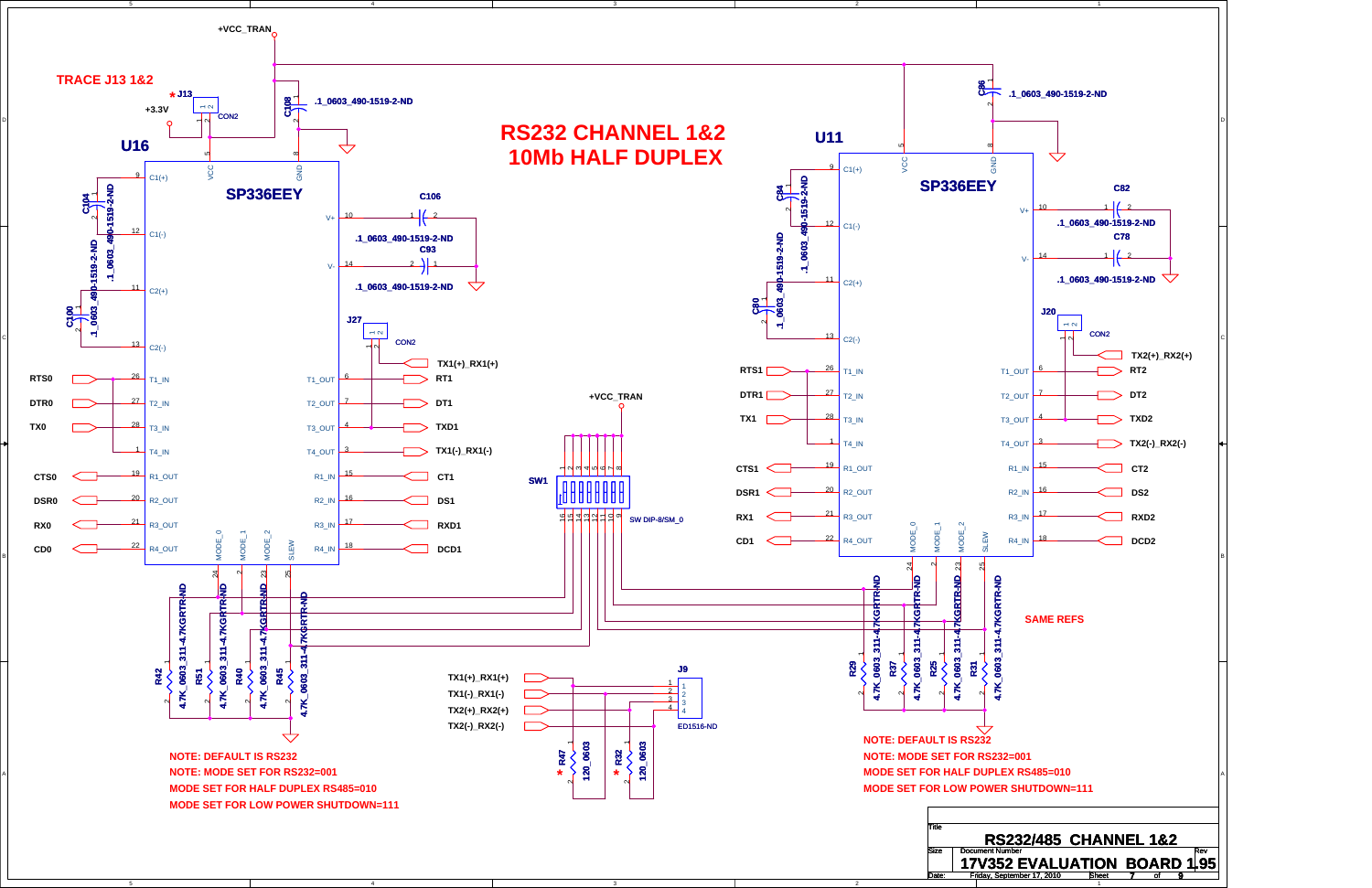# RS232 CHANNEL 1&2
# 10Mb HALF DUPLEX

TRACE J13 1&2

+VCC_TRAN

+3.3V

J13 CON2

U16 SP336EEY

C108 .1_0603_490-1519-2-ND

C104 .1_0603_490-1519-2-ND

C100 .1_0603_490-1519-2-ND

C106 .1_0603_490-1519-2-ND

C93 .1_0603_490-1519-2-ND

J27 CON2

| Pin | U16 Signal | Net |
|---|---|---|
| 9 | C1(+) | |
| 12 | C1(-) | |
| 11 | C2(+) | |
| 13 | C2(-) | |
| 26 | T1_IN | RTS0 |
| 27 | T2_IN | DTR0 |
| 28 | T3_IN | TX0 |
| 1 | T4_IN | |
| 19 | R1_OUT | CTS0 |
| 20 | R2_OUT | DSR0 |
| 21 | R3_OUT | RX0 |
| 22 | R4_OUT | CD0 |
| 5 | VCC | |
| 8 | GND | |
| 10 | V+ | |
| 14 | V- | |
| 6 | T1_OUT | RT1 / TX1(+)_RX1(+) |
| 7 | T2_OUT | DT1 |
| 4 | T3_OUT | TXD1 |
| 3 | T4_OUT | TX1(-)_RX1(-) |
| 15 | R1_IN | CT1 |
| 16 | R2_IN | DS1 |
| 17 | R3_IN | RXD1 |
| 18 | R4_IN | DCD1 |
| 24 | MODE_0 | |
| 2 | MODE_1 | |
| 23 | MODE_2 | |
| 25 | SLEW | |

R42 4.7K_0603_311-4.7KGRTR-ND

R51 4.7K_0603_311-4.7KGRTR-ND

R40 4.7K_0603_311-4.7KGRTR-ND

R45 4.7K_0603_311-4.7KGRTR-ND

NOTE: DEFAULT IS RS232
NOTE: MODE SET FOR RS232=001
MODE SET FOR HALF DUPLEX RS485=010
MODE SET FOR LOW POWER SHUTDOWN=111

+VCC_TRAN

SW1 SW DIP-8/SM_0

J9 ED1516-ND

| J9 Pin | Net |
|---|---|
| 1 | TX1(+)_RX1(+) |
| 2 | TX1(-)_RX1(-) |
| 3 | TX2(+)_RX2(+) |
| 4 | TX2(-)_RX2(-) |

R47 120_0603

R32 120_0603

U11 SP336EEY

C86 .1_0603_490-1519-2-ND

C84 .1_0603_490-1519-2-ND

C80 .1_0603_490-1519-2-ND

C82 .1_0603_490-1519-2-ND

C78 .1_0603_490-1519-2-ND

J20 CON2

| Pin | U11 Signal | Net |
|---|---|---|
| 9 | C1(+) | |
| 12 | C1(-) | |
| 11 | C2(+) | |
| 13 | C2(-) | |
| 26 | T1_IN | RTS1 |
| 27 | T2_IN | DTR1 |
| 28 | T3_IN | TX1 |
| 1 | T4_IN | |
| 19 | R1_OUT | CTS1 |
| 20 | R2_OUT | DSR1 |
| 21 | R3_OUT | RX1 |
| 22 | R4_OUT | CD1 |
| 5 | VCC | |
| 8 | GND | |
| 10 | V+ | |
| 14 | V- | |
| 6 | T1_OUT | RT2 / TX2(+)_RX2(+) |
| 7 | T2_OUT | DT2 |
| 4 | T3_OUT | TXD2 |
| 3 | T4_OUT | TX2(-)_RX2(-) |
| 15 | R1_IN | CT2 |
| 16 | R2_IN | DS2 |
| 17 | R3_IN | RXD2 |
| 18 | R4_IN | DCD2 |
| 24 | MODE_0 | |
| 2 | MODE_1 | |
| 23 | MODE_2 | |
| 25 | SLEW | |

R29 4.7K_0603_311-4.7KGRTR-ND

R37 4.7K_0603_311-4.7KGRTR-ND

R25 4.7K_0603_311-4.7KGRTR-ND

R31 4.7K_0603_311-4.7KGRTR-ND

SAME REFS

NOTE: DEFAULT IS RS232
NOTE: MODE SET FOR RS232=001
MODE SET FOR HALF DUPLEX RS485=010
MODE SET FOR LOW POWER SHUTDOWN=111

| | |
|---|---|
| Title | RS232/485 CHANNEL 1&2 |
| Size / Document Number / Rev | 17V352 EVALUATION BOARD / 1.95 |
| Date | Friday, September 17, 2010 |
| Sheet | 7 of 9 |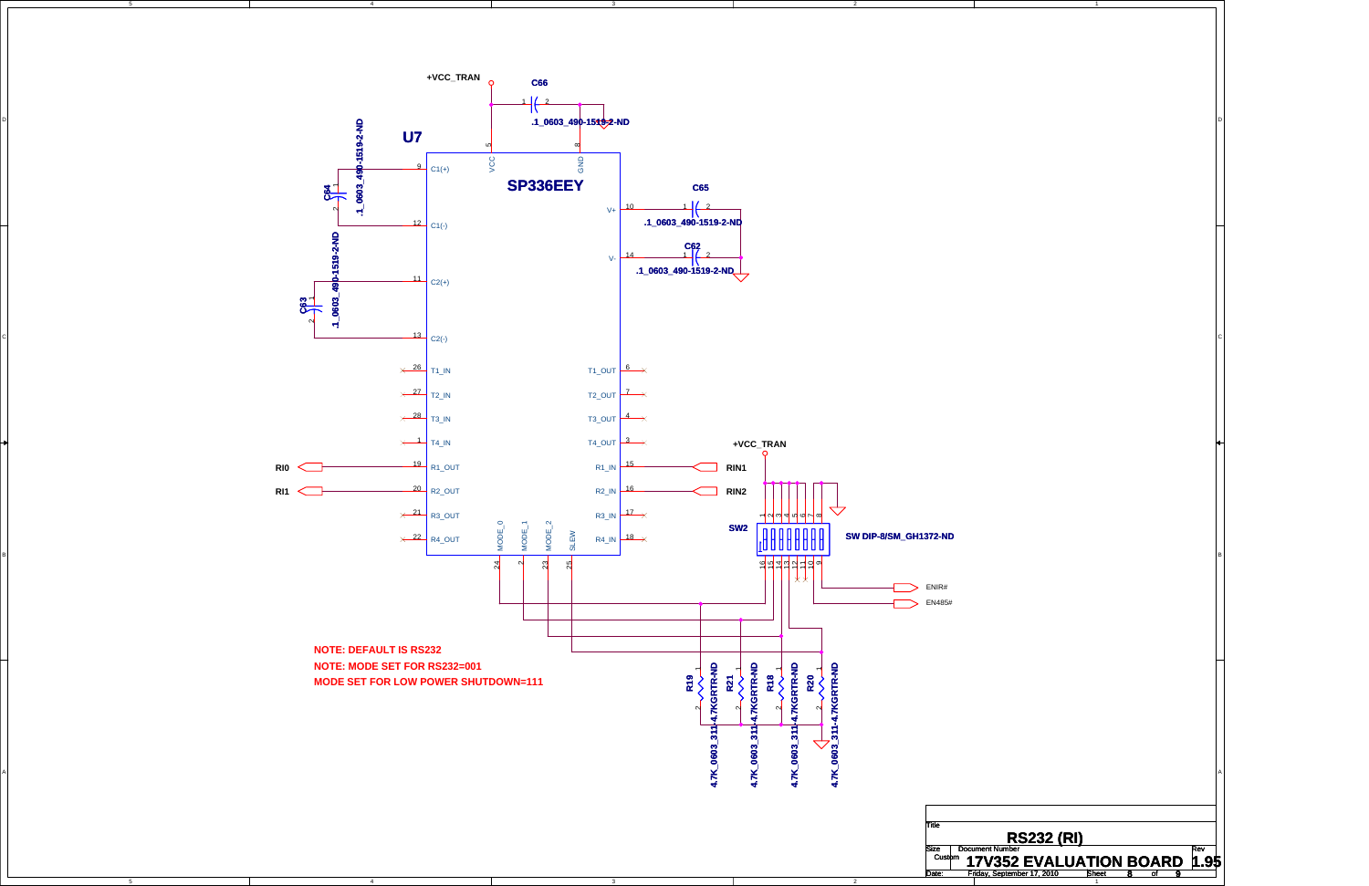U7

SP336EEY

+VCC_TRAN

C66 .1_0603_490-1519-2-ND

C64 .1_0603_490-1519-2-ND

C63 .1_0603_490-1519-2-ND

C65 .1_0603_490-1519-2-ND

C62 .1_0603_490-1519-2-ND

| Pin | Name | Pin | Name |
|---|---|---|---|
| 5 | VCC | 8 | GND |
| 9 | C1(+) | 10 | V+ |
| 12 | C1(-) | 14 | V- |
| 11 | C2(+) | 6 | T1_OUT |
| 13 | C2(-) | 7 | T2_OUT |
| 26 | T1_IN | 4 | T3_OUT |
| 27 | T2_IN | 3 | T4_OUT |
| 28 | T3_IN | 15 | R1_IN |
| 1 | T4_IN | 16 | R2_IN |
| 19 | R1_OUT | 17 | R3_IN |
| 20 | R2_OUT | 18 | R4_IN |
| 21 | R3_OUT | 24 | MODE_0 |
| 22 | R4_OUT | 2 | MODE_1 |
|  |  | 23 | MODE_2 |
|  |  | 25 | SLEW |

RI0, RI1, RIN1, RIN2

SW2 SW DIP-8/SM_GH1372-ND

ENIR#

EN485#

R19 4.7K_0603_311-4.7KGRTR-ND

R21 4.7K_0603_311-4.7KGRTR-ND

R18 4.7K_0603_311-4.7KGRTR-ND

R20 4.7K_0603_311-4.7KGRTR-ND

**NOTE: DEFAULT IS RS232**

**NOTE: MODE SET FOR RS232=001**

**MODE SET FOR LOW POWER SHUTDOWN=111**

| Title | RS232 (RI) | | |
|---|---|---|---|
| Size: Custom | Document Number: 17V352 EVALUATION BOARD | | Rev: 1.95 |
| Date: Friday, September 17, 2010 | Sheet 8 of 9 | | |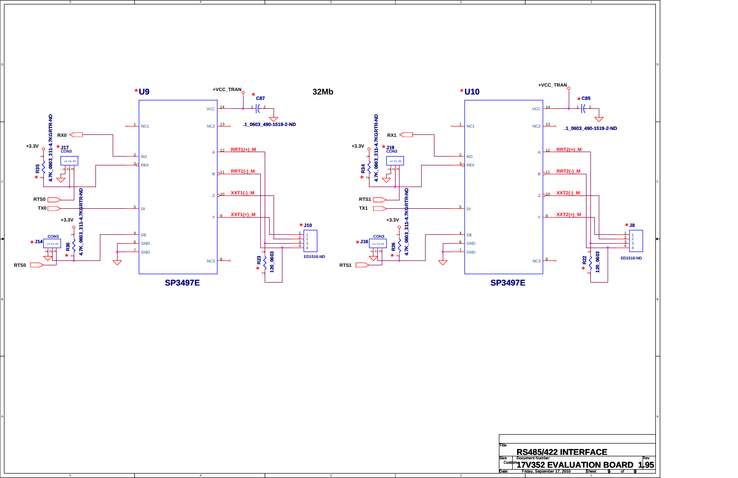32Mb

*U9

SP3497E

+VCC_TRAN

*C87

.1_0603_490-1519-2-ND

RX0

+3.3V

*J17
CON3

R35
4.7K_0603_311-4.7KGRTR-ND

RTS0

TX0

+3.3V

*J14
CON3

R36
4.7K_0603_311-4.7KGRTR-ND

RTS0

RRT1(+)_M

RRT1(-)_M

XXT1(-)_M

XXT1(+)_M

*J10
ED1516-ND

R23
120_0603

*U10

SP3497E

+VCC_TRAN

*C85

.1_0603_490-1519-2-ND

RX1

+3.3V

*J19
CON3

R34
4.7K_0603_311-4.7KGRTR-ND

RTS1

TX1

+3.3V

*J16
CON3

R26
4.7K_0603_311-4.7KGRTR-ND

RTS1

RRT2(+)_M

RRT2(-)_M

XXT2(-)_M

XXT2(+)_M

*J8
ED1516-ND

R22
120_0603

| | | |
|---|---|---|
| Title: RS485/422 INTERFACE | | |
| Size: Custom | Document Number: 17V352 EVALUATION BOARD | Rev: 1.95 |
| Date: Friday, September 17, 2010 | Sheet 9 of 9 | |